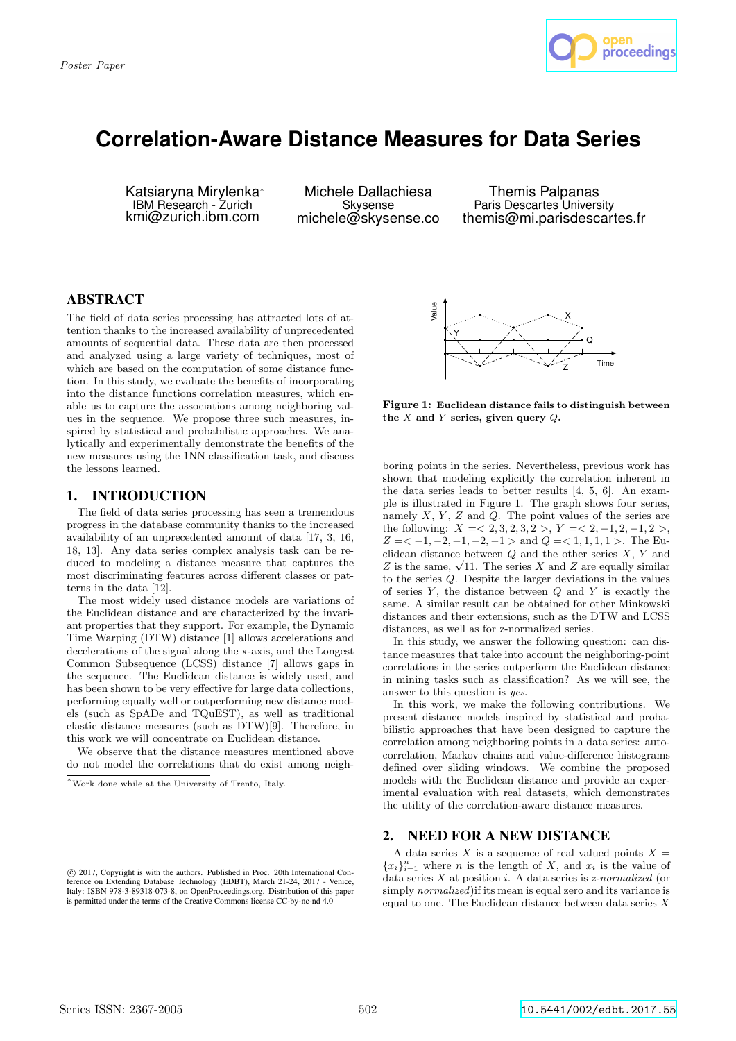Poster Paper

# Correlation-Aware Distance Measures for Data Series

Katsiaryna Mirylenka[*]
IBM Research - Zurich
kmi@zurich.ibm.com

Michele Dallachiesa
Skysense
michele@skysense.co

Themis Palpanas
Paris Descartes University
themis@mi.parisdescartes.fr

## ABSTRACT

The field of data series processing has attracted lots of attention thanks to the increased availability of unprecedented amounts of sequential data. These data are then processed and analyzed using a large variety of techniques, most of which are based on the computation of some distance function. In this study, we evaluate the benefits of incorporating into the distance functions correlation measures, which enable us to capture the associations among neighboring values in the sequence. We propose three such measures, inspired by statistical and probabilistic approaches. We analytically and experimentally demonstrate the benefits of the new measures using the 1NN classification task, and discuss the lessons learned.

## 1. INTRODUCTION

The field of data series processing has seen a tremendous progress in the database community thanks to the increased availability of an unprecedented amount of data [17, 3, 16, 18, 13]. Any data series complex analysis task can be reduced to modeling a distance measure that captures the most discriminating features across different classes or patterns in the data [12].

The most widely used distance models are variations of the Euclidean distance and are characterized by the invariant properties that they support. For example, the Dynamic Time Warping (DTW) distance [1] allows accelerations and decelerations of the signal along the x-axis, and the Longest Common Subsequence (LCSS) distance [7] allows gaps in the sequence. The Euclidean distance is widely used, and has been shown to be very effective for large data collections, performing equally well or outperforming new distance models (such as SpADe and TQuEST), as well as traditional elastic distance measures (such as DTW)[9]. Therefore, in this work we will concentrate on Euclidean distance.

We observe that the distance measures mentioned above do not model the correlations that do exist among neighboring points in the series. Nevertheless, previous work has shown that modeling explicitly the correlation inherent in the data series leads to better results [4, 5, 6]. An example is illustrated in Figure 1. The graph shows four series, namely $X$, $Y$, $Z$ and $Q$. The point values of the series are the following: $X =< 2, 3, 2, 3, 2 >$, $Y =< 2, -1, 2, -1, 2 >$, $Z =< -1, -2, -1, -2, -1 >$ and $Q =< 1, 1, 1, 1 >$. The Euclidean distance between $Q$ and the other series $X$, $Y$ and $Z$ is the same, $\sqrt{11}$. The series $X$ and $Z$ are equally similar to the series $Q$. Despite the larger deviations in the values of series $Y$, the distance between $Q$ and $Y$ is exactly the same. A similar result can be obtained for other Minkowski distances and their extensions, such as the DTW and LCSS distances, as well as for z-normalized series.

**Figure 1: Euclidean distance fails to distinguish between the $X$ and $Y$ series, given query $Q$.**

In this study, we answer the following question: can distance measures that take into account the neighboring-point correlations in the series outperform the Euclidean distance in mining tasks such as classification? As we will see, the answer to this question is *yes*.

In this work, we make the following contributions. We present distance models inspired by statistical and probabilistic approaches that have been designed to capture the correlation among neighboring points in a data series: autocorrelation, Markov chains and value-difference histograms defined over sliding windows. We combine the proposed models with the Euclidean distance and provide an experimental evaluation with real datasets, which demonstrates the utility of the correlation-aware distance measures.

## 2. NEED FOR A NEW DISTANCE

A data series $X$ is a sequence of real valued points $X = \{x_i\}_{i=1}^n$ where $n$ is the length of $X$, and $x_i$ is the value of data series $X$ at position $i$. A data series is *z-normalized* (or simply *normalized*)if its mean is equal zero and its variance is equal to one. The Euclidean distance between data series $X$

[*]Work done while at the University of Trento, Italy.

© 2017, Copyright is with the authors. Published in Proc. 20th International Conference on Extending Database Technology (EDBT), March 21-24, 2017 - Venice, Italy: ISBN 978-3-89318-073-8, on OpenProceedings.org. Distribution of this paper is permitted under the terms of the Creative Commons license CC-by-nc-nd 4.0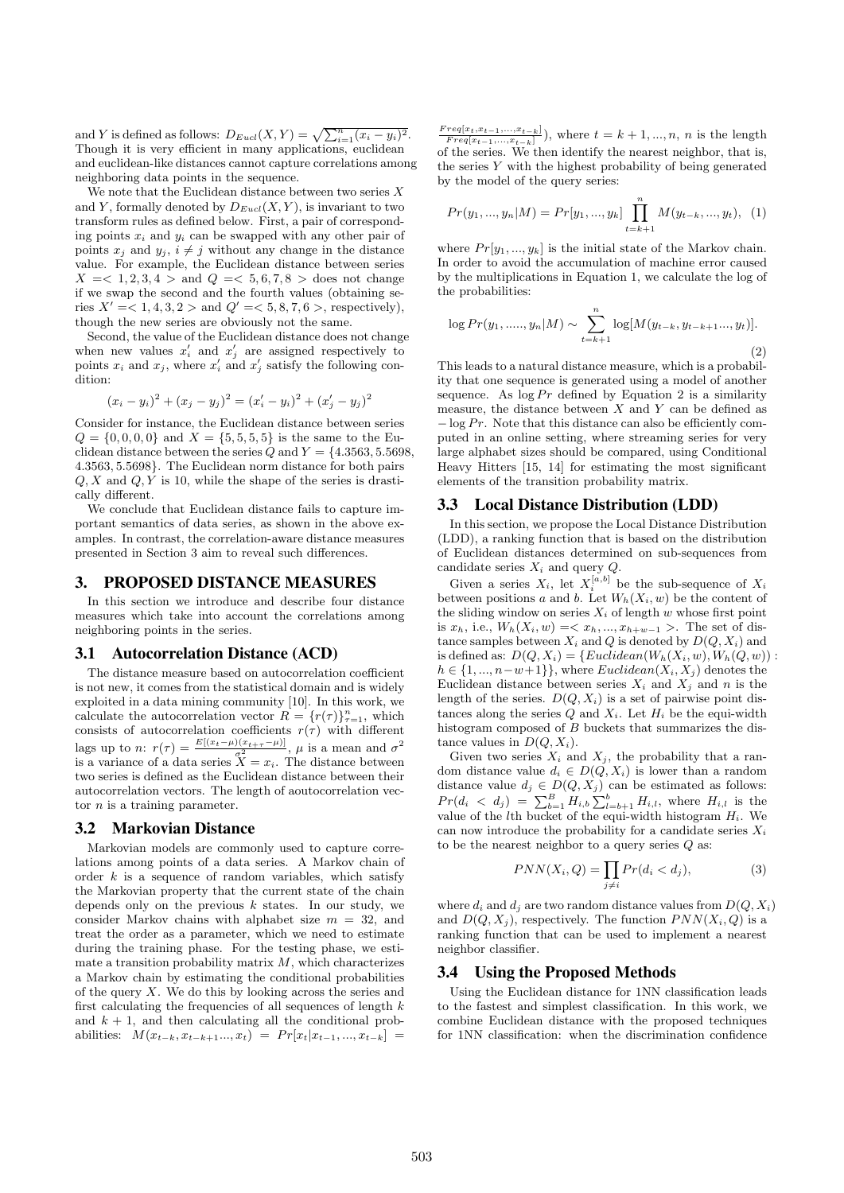and $Y$ is defined as follows: $D_{Eucl}(X,Y) = \sqrt{\sum_{i=1}^{n}(x_i - y_i)^2}$. Though it is very efficient in many applications, euclidean and euclidean-like distances cannot capture correlations among neighboring data points in the sequence.

We note that the Euclidean distance between two series $X$ and $Y$, formally denoted by $D_{Eucl}(X,Y)$, is invariant to two transform rules as defined below. First, a pair of corresponding points $x_i$ and $y_i$ can be swapped with any other pair of points $x_j$ and $y_j$, $i \neq j$ without any change in the distance value. For example, the Euclidean distance between series $X = < 1, 2, 3, 4 >$ and $Q = < 5, 6, 7, 8 >$ does not change if we swap the second and the fourth values (obtaining series $X' = < 1, 4, 3, 2 >$ and $Q' = < 5, 8, 7, 6 >$, respectively), though the new series are obviously not the same.

Second, the value of the Euclidean distance does not change when new values $x_i'$ and $x_j'$ are assigned respectively to points $x_i$ and $x_j$, where $x_i'$ and $x_j'$ satisfy the following condition:

$$(x_i - y_i)^2 + (x_j - y_j)^2 = (x_i' - y_i)^2 + (x_j' - y_j)^2$$

Consider for instance, the Euclidean distance between series $Q = \{0, 0, 0, 0\}$ and $X = \{5, 5, 5, 5\}$ is the same to the Euclidean distance between the series $Q$ and $Y = \{4.3563, 5.5698, 4.3563, 5.5698\}$. The Euclidean norm distance for both pairs $Q, X$ and $Q, Y$ is 10, while the shape of the series is drastically different.

We conclude that Euclidean distance fails to capture important semantics of data series, as shown in the above examples. In contrast, the correlation-aware distance measures presented in Section 3 aim to reveal such differences.

## 3. PROPOSED DISTANCE MEASURES

In this section we introduce and describe four distance measures which take into account the correlations among neighboring points in the series.

### 3.1 Autocorrelation Distance (ACD)

The distance measure based on autocorrelation coefficient is not new, it comes from the statistical domain and is widely exploited in a data mining community [10]. In this work, we calculate the autocorrelation vector $R = \{r(\tau)\}_{\tau=1}^{n}$, which consists of autocorrelation coefficients $r(\tau)$ with different lags up to $n$: $r(\tau) = \frac{E[(x_t - \mu)(x_{t+\tau} - \mu)]}{\sigma^2}$, $\mu$ is a mean and $\sigma^2$ is a variance of a data series $X = x_i$. The distance between two series is defined as the Euclidean distance between their autocorrelation vectors. The length of aoutocorrelation vector $n$ is a training parameter.

### 3.2 Markovian Distance

Markovian models are commonly used to capture correlations among points of a data series. A Markov chain of order $k$ is a sequence of random variables, which satisfy the Markovian property that the current state of the chain depends only on the previous $k$ states. In our study, we consider Markov chains with alphabet size $m = 32$, and treat the order as a parameter, which we need to estimate during the training phase. For the testing phase, we estimate a transition probability matrix $M$, which characterizes a Markov chain by estimating the conditional probabilities of the query $X$. We do this by looking across the series and first calculating the frequencies of all sequences of length $k$ and $k + 1$, and then calculating all the conditional probabilities: $M(x_{t-k}, x_{t-k+1}..., x_t) = Pr[x_t | x_{t-1}, ..., x_{t-k}] = \frac{Freq[x_t, x_{t-1}, ..., x_{t-k}]}{Freq[x_{t-1}, ..., x_{t-k}]}$), where $t = k+1, ..., n$, $n$ is the length of the series. We then identify the nearest neighbor, that is, the series $Y$ with the highest probability of being generated by the model of the query series:

$$Pr(y_1, ..., y_n | M) = Pr[y_1, ..., y_k] \prod_{t=k+1}^{n} M(y_{t-k}, ..., y_t), \quad (1)$$

where $Pr[y_1, ..., y_k]$ is the initial state of the Markov chain. In order to avoid the accumulation of machine error caused by the multiplications in Equation 1, we calculate the log of the probabilities:

$$\log Pr(y_1, ....., y_n | M) \sim \sum_{t=k+1}^{n} \log[M(y_{t-k}, y_{t-k+1}..., y_t)]. \quad (2)$$

This leads to a natural distance measure, which is a probability that one sequence is generated using a model of another sequence. As $\log Pr$ defined by Equation 2 is a similarity measure, the distance between $X$ and $Y$ can be defined as $-\log Pr$. Note that this distance can also be efficiently computed in an online setting, where streaming series for very large alphabet sizes should be compared, using Conditional Heavy Hitters [15, 14] for estimating the most significant elements of the transition probability matrix.

### 3.3 Local Distance Distribution (LDD)

In this section, we propose the Local Distance Distribution (LDD), a ranking function that is based on the distribution of Euclidean distances determined on sub-sequences from candidate series $X_i$ and query $Q$.

Given a series $X_i$, let $X_i^{[a,b]}$ be the sub-sequence of $X_i$ between positions $a$ and $b$. Let $W_h(X_i, w)$ be the content of the sliding window on series $X_i$ of length $w$ whose first point is $x_h$, i.e., $W_h(X_i, w) = < x_h, ..., x_{h+w-1} >$. The set of distance samples between $X_i$ and $Q$ is denoted by $D(Q, X_i)$ and is defined as: $D(Q, X_i) = \{Euclidean(W_h(X_i, w), W_h(Q, w)) : h \in \{1, ..., n-w+1\}\}$, where $Euclidean(X_i, X_j)$ denotes the Euclidean distance between series $X_i$ and $X_j$ and $n$ is the length of the series. $D(Q, X_i)$ is a set of pairwise point distances along the series $Q$ and $X_i$. Let $H_i$ be the equi-width histogram composed of $B$ buckets that summarizes the distance values in $D(Q, X_i)$.

Given two series $X_i$ and $X_j$, the probability that a random distance value $d_i \in D(Q, X_i)$ is lower than a random distance value $d_j \in D(Q, X_j)$ can be estimated as follows: $Pr(d_i < d_j) = \sum_{b=1}^{B} H_{i,b} \sum_{l=b+1}^{b} H_{i,l}$, where $H_{i,l}$ is the value of the $l$th bucket of the equi-width histogram $H_i$. We can now introduce the probability for a candidate series $X_i$ to be the nearest neighbor to a query series $Q$ as:

$$PNN(X_i, Q) = \prod_{j \neq i} Pr(d_i < d_j), \quad (3)$$

where $d_i$ and $d_j$ are two random distance values from $D(Q, X_i)$ and $D(Q, X_j)$, respectively. The function $PNN(X_i, Q)$ is a ranking function that can be used to implement a nearest neighbor classifier.

### 3.4 Using the Proposed Methods

Using the Euclidean distance for 1NN classification leads to the fastest and simplest classification. In this work, we combine Euclidean distance with the proposed techniques for 1NN classification: when the discrimination confidence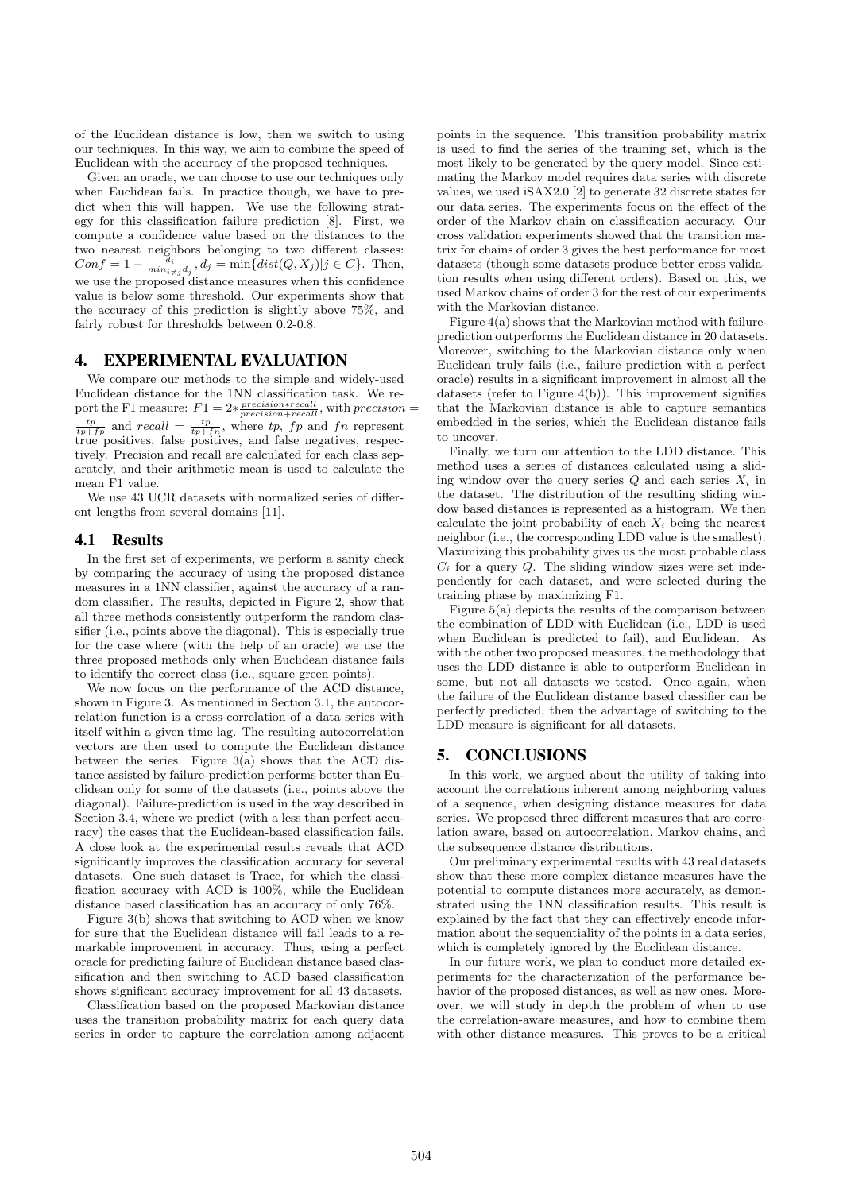of the Euclidean distance is low, then we switch to using our techniques. In this way, we aim to combine the speed of Euclidean with the accuracy of the proposed techniques.

Given an oracle, we can choose to use our techniques only when Euclidean fails. In practice though, we have to predict when this will happen. We use the following strategy for this classification failure prediction [8]. First, we compute a confidence value based on the distances to the two nearest neighbors belonging to two different classes: $Conf = 1 - \frac{d_i}{min_{i \neq j} d_j}, d_j = \min\{dist(Q, X_j) | j \in C\}$. Then, we use the proposed distance measures when this confidence value is below some threshold. Our experiments show that the accuracy of this prediction is slightly above 75%, and fairly robust for thresholds between 0.2-0.8.

## 4. EXPERIMENTAL EVALUATION

We compare our methods to the simple and widely-used Euclidean distance for the 1NN classification task. We report the F1 measure: $F1 = 2 * \frac{precision * recall}{precision + recall}$, with $precision = \frac{tp}{tp+fp}$ and $recall = \frac{tp}{tp+fn}$, where $tp$, $fp$ and $fn$ represent true positives, false positives, and false negatives, respectively. Precision and recall are calculated for each class separately, and their arithmetic mean is used to calculate the mean F1 value.

We use 43 UCR datasets with normalized series of different lengths from several domains [11].

### 4.1 Results

In the first set of experiments, we perform a sanity check by comparing the accuracy of using the proposed distance measures in a 1NN classifier, against the accuracy of a random classifier. The results, depicted in Figure 2, show that all three methods consistently outperform the random classifier (i.e., points above the diagonal). This is especially true for the case where (with the help of an oracle) we use the three proposed methods only when Euclidean distance fails to identify the correct class (i.e., square green points).

We now focus on the performance of the ACD distance, shown in Figure 3. As mentioned in Section 3.1, the autocorrelation function is a cross-correlation of a data series with itself within a given time lag. The resulting autocorrelation vectors are then used to compute the Euclidean distance between the series. Figure 3(a) shows that the ACD distance assisted by failure-prediction performs better than Euclidean only for some of the datasets (i.e., points above the diagonal). Failure-prediction is used in the way described in Section 3.4, where we predict (with a less than perfect accuracy) the cases that the Euclidean-based classification fails. A close look at the experimental results reveals that ACD significantly improves the classification accuracy for several datasets. One such dataset is Trace, for which the classification accuracy with ACD is 100%, while the Euclidean distance based classification has an accuracy of only 76%.

Figure 3(b) shows that switching to ACD when we know for sure that the Euclidean distance will fail leads to a remarkable improvement in accuracy. Thus, using a perfect oracle for predicting failure of Euclidean distance based classification and then switching to ACD based classification shows significant accuracy improvement for all 43 datasets.

Classification based on the proposed Markovian distance uses the transition probability matrix for each query data series in order to capture the correlation among adjacent points in the sequence. This transition probability matrix is used to find the series of the training set, which is the most likely to be generated by the query model. Since estimating the Markov model requires data series with discrete values, we used iSAX2.0 [2] to generate 32 discrete states for our data series. The experiments focus on the effect of the order of the Markov chain on classification accuracy. Our cross validation experiments showed that the transition matrix for chains of order 3 gives the best performance for most datasets (though some datasets produce better cross validation results when using different orders). Based on this, we used Markov chains of order 3 for the rest of our experiments with the Markovian distance.

Figure 4(a) shows that the Markovian method with failure-prediction outperforms the Euclidean distance in 20 datasets. Moreover, switching to the Markovian distance only when Euclidean truly fails (i.e., failure prediction with a perfect oracle) results in a significant improvement in almost all the datasets (refer to Figure 4(b)). This improvement signifies that the Markovian distance is able to capture semantics embedded in the series, which the Euclidean distance fails to uncover.

Finally, we turn our attention to the LDD distance. This method uses a series of distances calculated using a sliding window over the query series $Q$ and each series $X_i$ in the dataset. The distribution of the resulting sliding window based distances is represented as a histogram. We then calculate the joint probability of each $X_i$ being the nearest neighbor (i.e., the corresponding LDD value is the smallest). Maximizing this probability gives us the most probable class $C_i$ for a query $Q$. The sliding window sizes were set independently for each dataset, and were selected during the training phase by maximizing F1.

Figure 5(a) depicts the results of the comparison between the combination of LDD with Euclidean (i.e., LDD is used when Euclidean is predicted to fail), and Euclidean. As with the other two proposed measures, the methodology that uses the LDD distance is able to outperform Euclidean in some, but not all datasets we tested. Once again, when the failure of the Euclidean distance based classifier can be perfectly predicted, then the advantage of switching to the LDD measure is significant for all datasets.

## 5. CONCLUSIONS

In this work, we argued about the utility of taking into account the correlations inherent among neighboring values of a sequence, when designing distance measures for data series. We proposed three different measures that are correlation aware, based on autocorrelation, Markov chains, and the subsequence distance distributions.

Our preliminary experimental results with 43 real datasets show that these more complex distance measures have the potential to compute distances more accurately, as demonstrated using the 1NN classification results. This result is explained by the fact that they can effectively encode information about the sequentiality of the points in a data series, which is completely ignored by the Euclidean distance.

In our future work, we plan to conduct more detailed experiments for the characterization of the performance behavior of the proposed distances, as well as new ones. Moreover, we will study in depth the problem of when to use the correlation-aware measures, and how to combine them with other distance measures. This proves to be a critical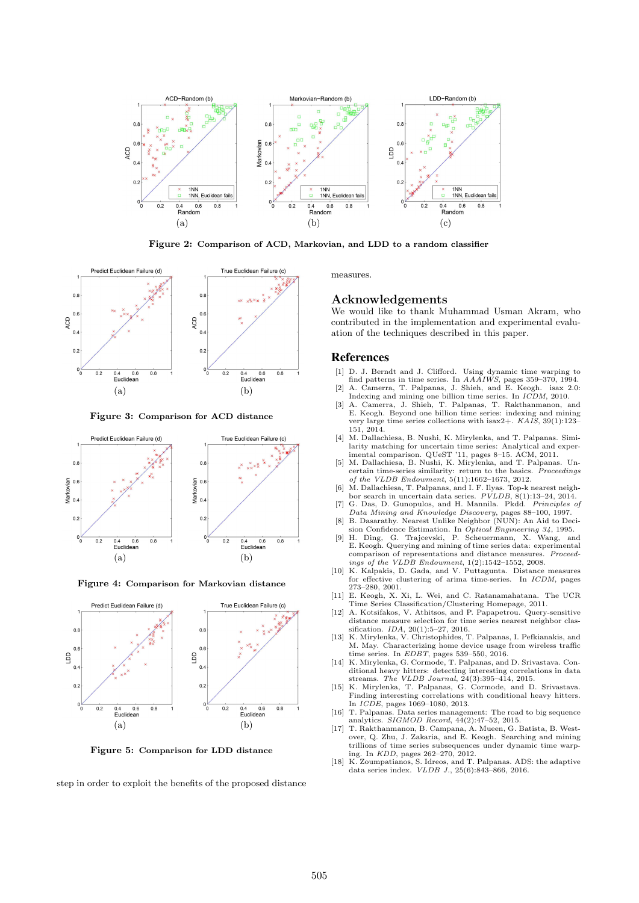ACD-Random (b)

ACD

Random

1NN

1NN, Euclidean fails

0 0.2 0.4 0.6 0.8 1

(a)

Markovian-Random (b)

Markovian

Random

1NN

1NN, Euclidean fails

(b)

LDD-Random (b)

LDD

Random

1NN

1NN, Euclidean fails

(c)

**Figure 2: Comparison of ACD, Markovian, and LDD to a random classifier**

Predict Euclidean Failure (d)

ACD

Euclidean

(a)

True Euclidean Failure (c)

ACD

Euclidean

(b)

**Figure 3: Comparison for ACD distance**

Predict Euclidean Failure (d)

Markovian

Euclidean

(a)

True Euclidean Failure (c)

Markovian

Euclidean

(b)

**Figure 4: Comparison for Markovian distance**

Predict Euclidean Failure (d)

LDD

Euclidean

(a)

True Euclidean Failure (c)

LDD

Euclidean

(b)

**Figure 5: Comparison for LDD distance**

step in order to exploit the benefits of the proposed distance measures.

## Acknowledgements

We would like to thank Muhammad Usman Akram, who contributed in the implementation and experimental evaluation of the techniques described in this paper.

## References

[1] D. J. Berndt and J. Clifford. Using dynamic time warping to find patterns in time series. In *AAAIWS*, pages 359–370, 1994.

[2] A. Camerra, T. Palpanas, J. Shieh, and E. Keogh. isax 2.0: Indexing and mining one billion time series. In *ICDM*, 2010.

[3] A. Camerra, J. Shieh, T. Palpanas, T. Rakthanmanon, and E. Keogh. Beyond one billion time series: indexing and mining very large time series collections with isax2+. *KAIS*, 39(1):123–151, 2014.

[4] M. Dallachiesa, B. Nushi, K. Mirylenka, and T. Palpanas. Similarity matching for uncertain time series: Analytical and experimental comparison. QUeST '11, pages 8–15. ACM, 2011.

[5] M. Dallachiesa, B. Nushi, K. Mirylenka, and T. Palpanas. Uncertain time-series similarity: return to the basics. *Proceedings of the VLDB Endowment*, 5(11):1662–1673, 2012.

[6] M. Dallachiesa, T. Palpanas, and I. F. Ilyas. Top-k nearest neighbor search in uncertain data series. *PVLDB*, 8(1):13–24, 2014.

[7] G. Das, D. Gunopulos, and H. Mannila. Pkdd. *Principles of Data Mining and Knowledge Discovery*, pages 88–100, 1997.

[8] B. Dasarathy. Nearest Unlike Neighbor (NUN): An Aid to Decision Confidence Estimation. In *Optical Engineering 34*, 1995.

[9] H. Ding, G. Trajcevski, P. Scheuermann, X. Wang, and E. Keogh. Querying and mining of time series data: experimental comparison of representations and distance measures. *Proceedings of the VLDB Endowment*, 1(2):1542–1552, 2008.

[10] K. Kalpakis, D. Gada, and V. Puttagunta. Distance measures for effective clustering of arima time-series. In *ICDM*, pages 273–280, 2001.

[11] E. Keogh, X. Xi, L. Wei, and C. Ratanamahatana. The UCR Time Series Classification/Clustering Homepage, 2011.

[12] A. Kotsifakos, V. Athitsos, and P. Papapetrou. Query-sensitive distance measure selection for time series nearest neighbor classification. *IDA*, 20(1):5–27, 2016.

[13] K. Mirylenka, V. Christophides, T. Palpanas, I. Pefkianakis, and M. May. Characterizing home device usage from wireless traffic time series. In *EDBT*, pages 539–550, 2016.

[14] K. Mirylenka, G. Cormode, T. Palpanas, and D. Srivastava. Conditional heavy hitters: detecting interesting correlations in data streams. *The VLDB Journal*, 24(3):395–414, 2015.

[15] K. Mirylenka, T. Palpanas, G. Cormode, and D. Srivastava. Finding interesting correlations with conditional heavy hitters. In *ICDE*, pages 1069–1080, 2013.

[16] T. Palpanas. Data series management: The road to big sequence analytics. *SIGMOD Record*, 44(2):47–52, 2015.

[17] T. Rakthanmanon, B. Campana, A. Mueen, G. Batista, B. Westover, Q. Zhu, J. Zakaria, and E. Keogh. Searching and mining trillions of time series subsequences under dynamic time warping. In *KDD*, pages 262–270, 2012.

[18] K. Zoumpatianos, S. Idreos, and T. Palpanas. ADS: the adaptive data series index. *VLDB J.*, 25(6):843–866, 2016.